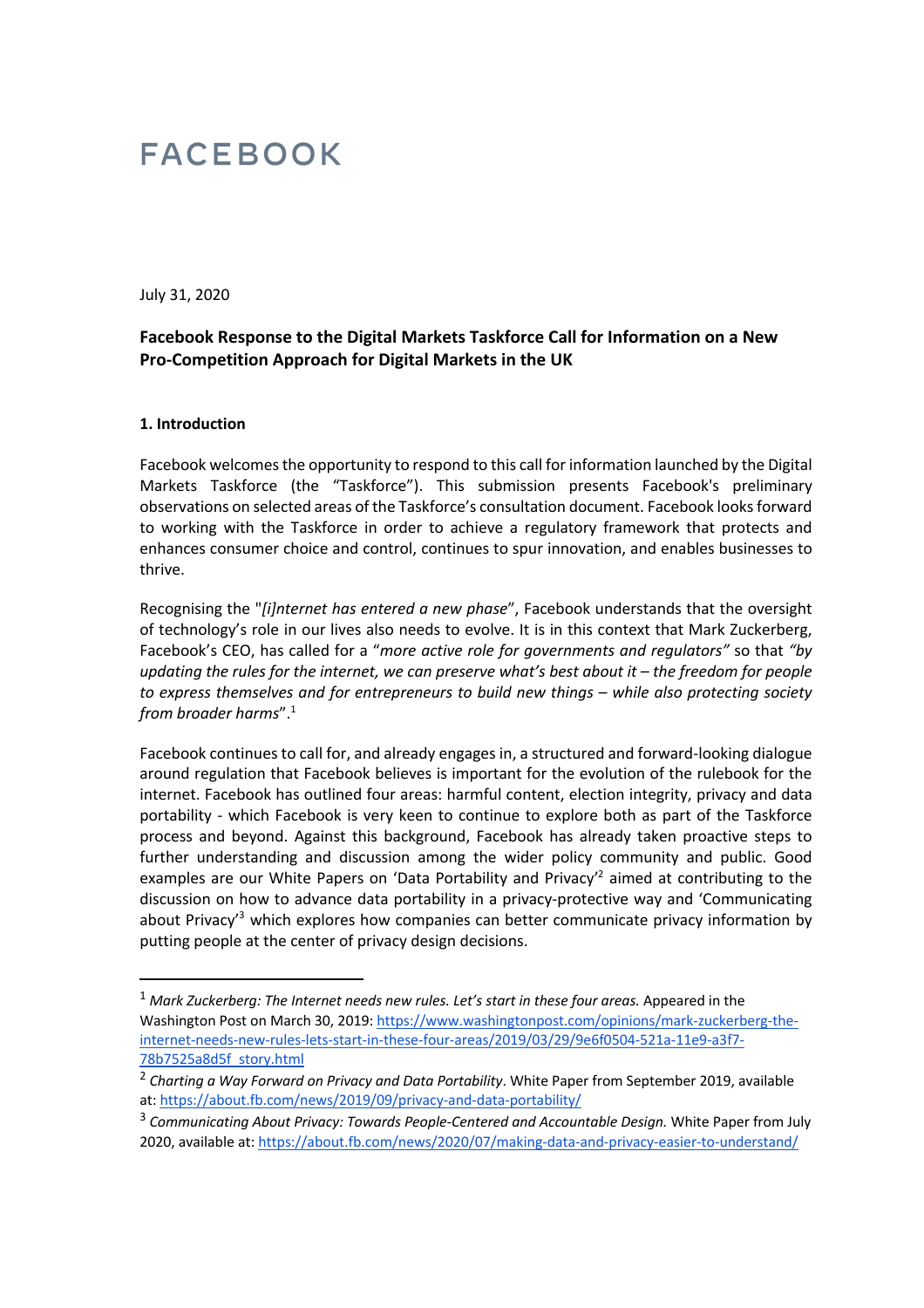# FACEBOOK

July 31, 2020

**Facebook Response to the Digital Markets Taskforce Call for Information on a New Pro-Competition Approach for Digital Markets in the UK**

## 1. Introduction

Facebook welcomes the opportunity to respond to this call for information launched by the Digital Markets Taskforce (the "Taskforce"). This submission presents Facebook's preliminary observations on selected areas of the Taskforce's consultation document. Facebook looks forward to working with the Taskforce in order to achieve a regulatory framework that protects and enhances consumer choice and control, continues to spur innovation, and enables businesses to thrive.

Recognising the "*[i]nternet has entered a new phase*", Facebook understands that the oversight of technology's role in our lives also needs to evolve. It is in this context that Mark Zuckerberg, Facebook's CEO, has called for a "*more active role for governments and regulators*" so that *"by updating the rules for the internet, we can preserve what's best about it – the freedom for people to express themselves and for entrepreneurs to build new things – while also protecting society from broader harms*".[1]

Facebook continues to call for, and already engages in, a structured and forward-looking dialogue around regulation that Facebook believes is important for the evolution of the rulebook for the internet. Facebook has outlined four areas: harmful content, election integrity, privacy and data portability - which Facebook is very keen to continue to explore both as part of the Taskforce process and beyond. Against this background, Facebook has already taken proactive steps to further understanding and discussion among the wider policy community and public. Good examples are our White Papers on 'Data Portability and Privacy'[2] aimed at contributing to the discussion on how to advance data portability in a privacy-protective way and 'Communicating about Privacy'[3] which explores how companies can better communicate privacy information by putting people at the center of privacy design decisions.

---

[1] *Mark Zuckerberg: The Internet needs new rules. Let's start in these four areas.* Appeared in the Washington Post on March 30, 2019: https://www.washingtonpost.com/opinions/mark-zuckerberg-the-internet-needs-new-rules-lets-start-in-these-four-areas/2019/03/29/9e6f0504-521a-11e9-a3f7-78b7525a8d5f_story.html

[2] *Charting a Way Forward on Privacy and Data Portability*. White Paper from September 2019, available at: https://about.fb.com/news/2019/09/privacy-and-data-portability/

[3] *Communicating About Privacy: Towards People-Centered and Accountable Design.* White Paper from July 2020, available at: https://about.fb.com/news/2020/07/making-data-and-privacy-easier-to-understand/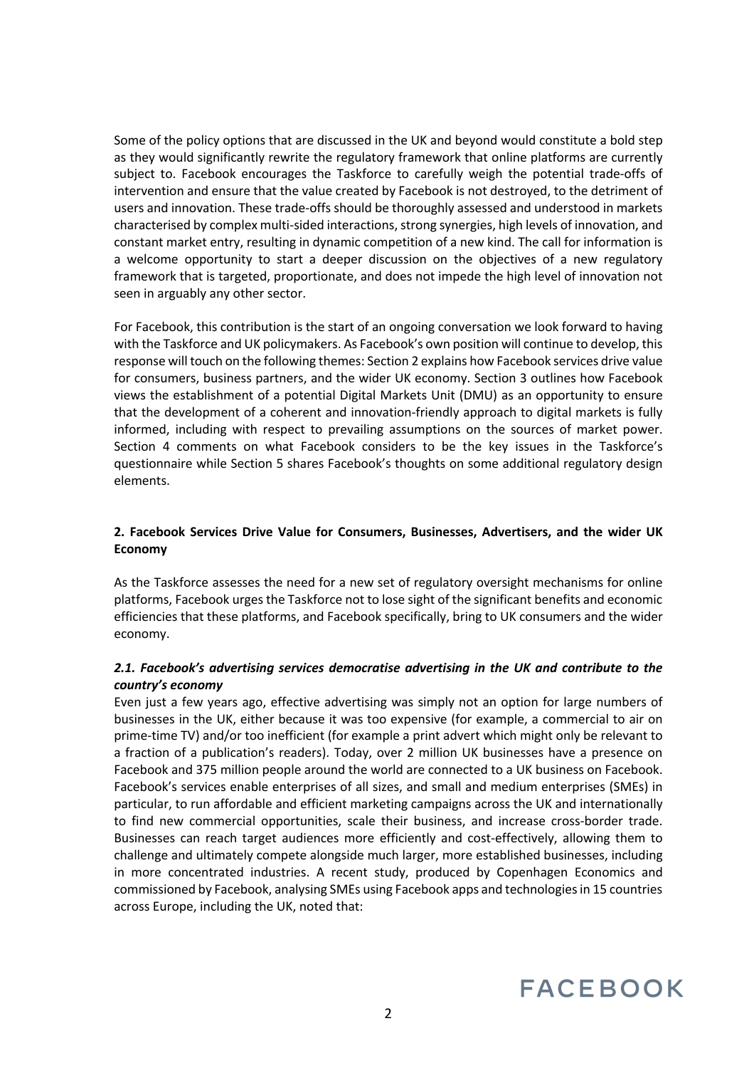Some of the policy options that are discussed in the UK and beyond would constitute a bold step as they would significantly rewrite the regulatory framework that online platforms are currently subject to. Facebook encourages the Taskforce to carefully weigh the potential trade-offs of intervention and ensure that the value created by Facebook is not destroyed, to the detriment of users and innovation. These trade-offs should be thoroughly assessed and understood in markets characterised by complex multi-sided interactions, strong synergies, high levels of innovation, and constant market entry, resulting in dynamic competition of a new kind. The call for information is a welcome opportunity to start a deeper discussion on the objectives of a new regulatory framework that is targeted, proportionate, and does not impede the high level of innovation not seen in arguably any other sector.

For Facebook, this contribution is the start of an ongoing conversation we look forward to having with the Taskforce and UK policymakers. As Facebook's own position will continue to develop, this response will touch on the following themes: Section 2 explains how Facebook services drive value for consumers, business partners, and the wider UK economy. Section 3 outlines how Facebook views the establishment of a potential Digital Markets Unit (DMU) as an opportunity to ensure that the development of a coherent and innovation-friendly approach to digital markets is fully informed, including with respect to prevailing assumptions on the sources of market power. Section 4 comments on what Facebook considers to be the key issues in the Taskforce's questionnaire while Section 5 shares Facebook's thoughts on some additional regulatory design elements.

## 2. Facebook Services Drive Value for Consumers, Businesses, Advertisers, and the wider UK Economy

As the Taskforce assesses the need for a new set of regulatory oversight mechanisms for online platforms, Facebook urges the Taskforce not to lose sight of the significant benefits and economic efficiencies that these platforms, and Facebook specifically, bring to UK consumers and the wider economy.

### *2.1. Facebook's advertising services democratise advertising in the UK and contribute to the country's economy*

Even just a few years ago, effective advertising was simply not an option for large numbers of businesses in the UK, either because it was too expensive (for example, a commercial to air on prime-time TV) and/or too inefficient (for example a print advert which might only be relevant to a fraction of a publication's readers). Today, over 2 million UK businesses have a presence on Facebook and 375 million people around the world are connected to a UK business on Facebook. Facebook's services enable enterprises of all sizes, and small and medium enterprises (SMEs) in particular, to run affordable and efficient marketing campaigns across the UK and internationally to find new commercial opportunities, scale their business, and increase cross-border trade. Businesses can reach target audiences more efficiently and cost-effectively, allowing them to challenge and ultimately compete alongside much larger, more established businesses, including in more concentrated industries. A recent study, produced by Copenhagen Economics and commissioned by Facebook, analysing SMEs using Facebook apps and technologies in 15 countries across Europe, including the UK, noted that: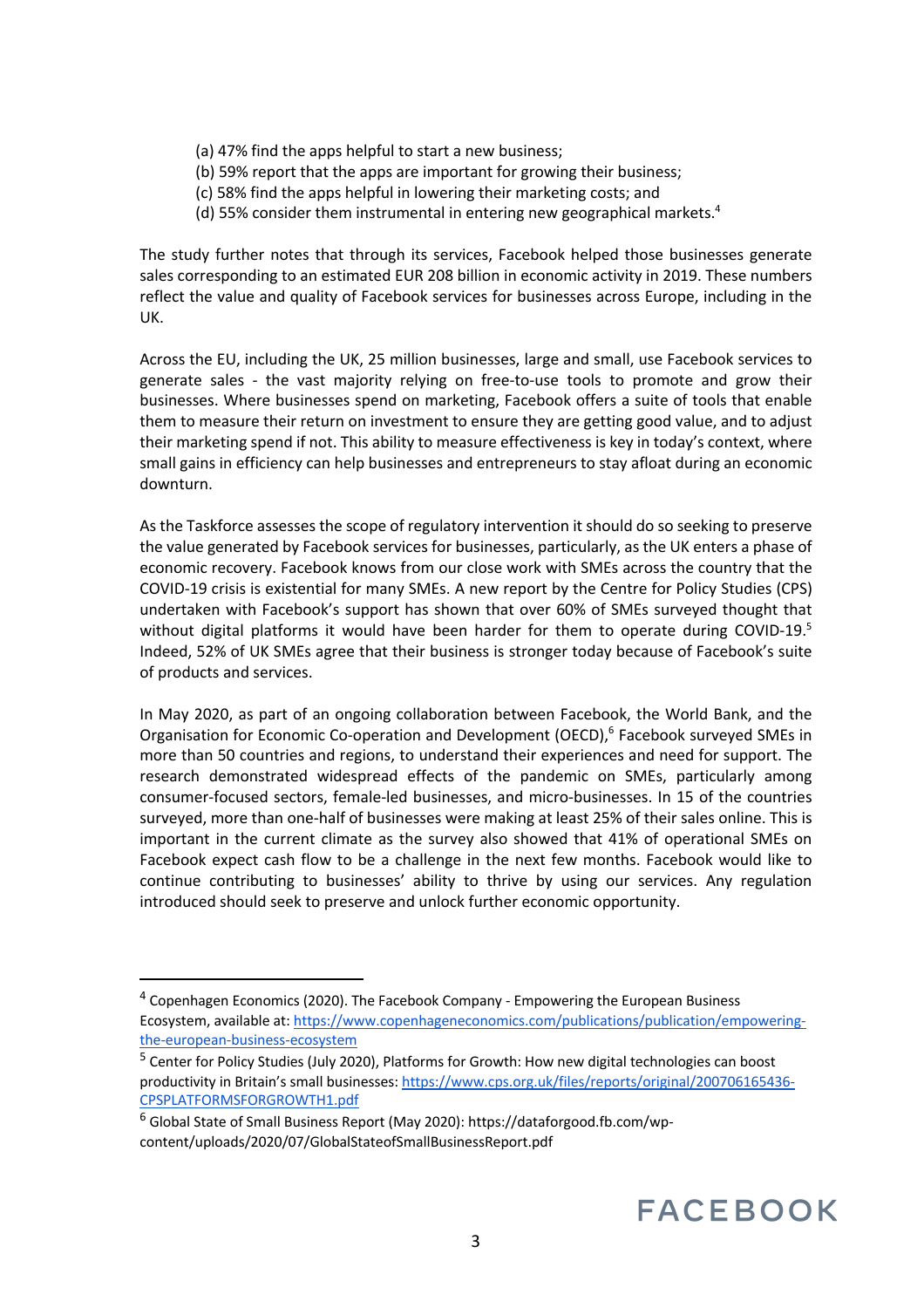(a) 47% find the apps helpful to start a new business;
(b) 59% report that the apps are important for growing their business;
(c) 58% find the apps helpful in lowering their marketing costs; and
(d) 55% consider them instrumental in entering new geographical markets.[4]

The study further notes that through its services, Facebook helped those businesses generate sales corresponding to an estimated EUR 208 billion in economic activity in 2019. These numbers reflect the value and quality of Facebook services for businesses across Europe, including in the UK.

Across the EU, including the UK, 25 million businesses, large and small, use Facebook services to generate sales - the vast majority relying on free-to-use tools to promote and grow their businesses. Where businesses spend on marketing, Facebook offers a suite of tools that enable them to measure their return on investment to ensure they are getting good value, and to adjust their marketing spend if not. This ability to measure effectiveness is key in today's context, where small gains in efficiency can help businesses and entrepreneurs to stay afloat during an economic downturn.

As the Taskforce assesses the scope of regulatory intervention it should do so seeking to preserve the value generated by Facebook services for businesses, particularly, as the UK enters a phase of economic recovery. Facebook knows from our close work with SMEs across the country that the COVID-19 crisis is existential for many SMEs. A new report by the Centre for Policy Studies (CPS) undertaken with Facebook's support has shown that over 60% of SMEs surveyed thought that without digital platforms it would have been harder for them to operate during COVID-19.[5] Indeed, 52% of UK SMEs agree that their business is stronger today because of Facebook's suite of products and services.

In May 2020, as part of an ongoing collaboration between Facebook, the World Bank, and the Organisation for Economic Co-operation and Development (OECD),[6] Facebook surveyed SMEs in more than 50 countries and regions, to understand their experiences and need for support. The research demonstrated widespread effects of the pandemic on SMEs, particularly among consumer-focused sectors, female-led businesses, and micro-businesses. In 15 of the countries surveyed, more than one-half of businesses were making at least 25% of their sales online. This is important in the current climate as the survey also showed that 41% of operational SMEs on Facebook expect cash flow to be a challenge in the next few months. Facebook would like to continue contributing to businesses' ability to thrive by using our services. Any regulation introduced should seek to preserve and unlock further economic opportunity.

---

[4] Copenhagen Economics (2020). The Facebook Company - Empowering the European Business Ecosystem, available at: https://www.copenhageneconomics.com/publications/publication/empowering-the-european-business-ecosystem

[5] Center for Policy Studies (July 2020), Platforms for Growth: How new digital technologies can boost productivity in Britain's small businesses: https://www.cps.org.uk/files/reports/original/200706165436-CPSPLATFORMSFORGROWTH1.pdf

[6] Global State of Small Business Report (May 2020): https://dataforgood.fb.com/wp-content/uploads/2020/07/GlobalStateofSmallBusinessReport.pdf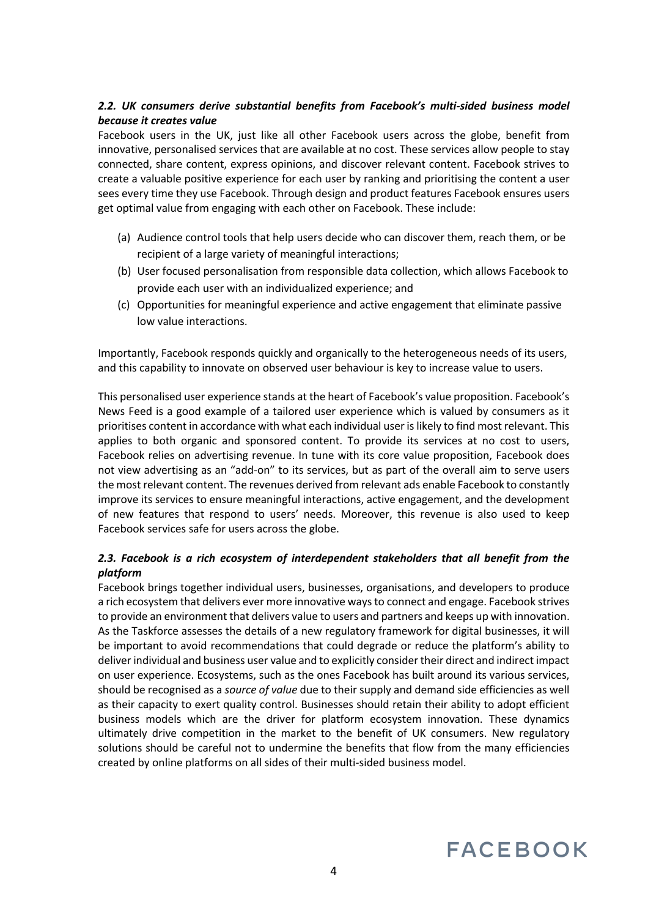***2.2. UK consumers derive substantial benefits from Facebook's multi-sided business model because it creates value***

Facebook users in the UK, just like all other Facebook users across the globe, benefit from innovative, personalised services that are available at no cost. These services allow people to stay connected, share content, express opinions, and discover relevant content. Facebook strives to create a valuable positive experience for each user by ranking and prioritising the content a user sees every time they use Facebook. Through design and product features Facebook ensures users get optimal value from engaging with each other on Facebook. These include:

(a) Audience control tools that help users decide who can discover them, reach them, or be recipient of a large variety of meaningful interactions;
(b) User focused personalisation from responsible data collection, which allows Facebook to provide each user with an individualized experience; and
(c) Opportunities for meaningful experience and active engagement that eliminate passive low value interactions.

Importantly, Facebook responds quickly and organically to the heterogeneous needs of its users, and this capability to innovate on observed user behaviour is key to increase value to users.

This personalised user experience stands at the heart of Facebook's value proposition. Facebook's News Feed is a good example of a tailored user experience which is valued by consumers as it prioritises content in accordance with what each individual user is likely to find most relevant. This applies to both organic and sponsored content. To provide its services at no cost to users, Facebook relies on advertising revenue. In tune with its core value proposition, Facebook does not view advertising as an "add-on" to its services, but as part of the overall aim to serve users the most relevant content. The revenues derived from relevant ads enable Facebook to constantly improve its services to ensure meaningful interactions, active engagement, and the development of new features that respond to users' needs. Moreover, this revenue is also used to keep Facebook services safe for users across the globe.

***2.3. Facebook is a rich ecosystem of interdependent stakeholders that all benefit from the platform***

Facebook brings together individual users, businesses, organisations, and developers to produce a rich ecosystem that delivers ever more innovative ways to connect and engage. Facebook strives to provide an environment that delivers value to users and partners and keeps up with innovation. As the Taskforce assesses the details of a new regulatory framework for digital businesses, it will be important to avoid recommendations that could degrade or reduce the platform's ability to deliver individual and business user value and to explicitly consider their direct and indirect impact on user experience. Ecosystems, such as the ones Facebook has built around its various services, should be recognised as a *source of value* due to their supply and demand side efficiencies as well as their capacity to exert quality control. Businesses should retain their ability to adopt efficient business models which are the driver for platform ecosystem innovation. These dynamics ultimately drive competition in the market to the benefit of UK consumers. New regulatory solutions should be careful not to undermine the benefits that flow from the many efficiencies created by online platforms on all sides of their multi-sided business model.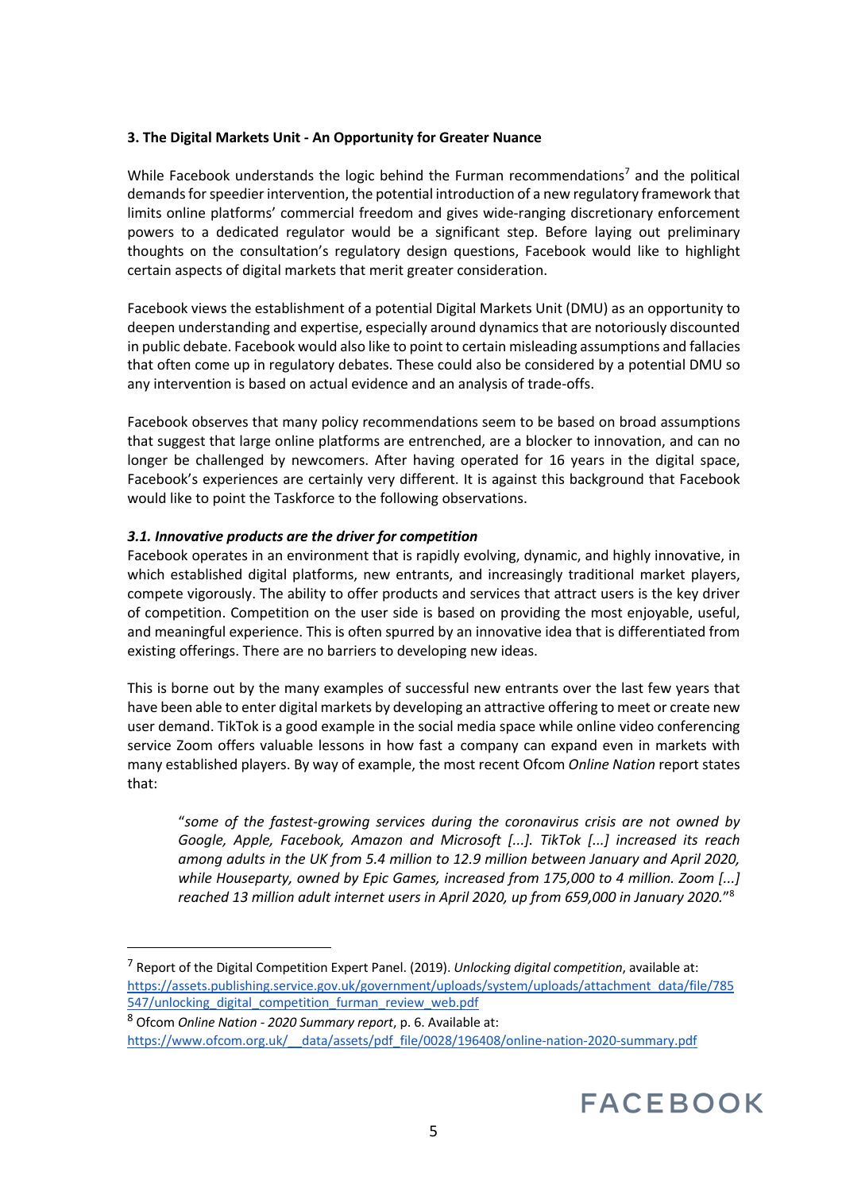### 3. The Digital Markets Unit - An Opportunity for Greater Nuance

While Facebook understands the logic behind the Furman recommendations[7] and the political demands for speedier intervention, the potential introduction of a new regulatory framework that limits online platforms' commercial freedom and gives wide-ranging discretionary enforcement powers to a dedicated regulator would be a significant step. Before laying out preliminary thoughts on the consultation's regulatory design questions, Facebook would like to highlight certain aspects of digital markets that merit greater consideration.

Facebook views the establishment of a potential Digital Markets Unit (DMU) as an opportunity to deepen understanding and expertise, especially around dynamics that are notoriously discounted in public debate. Facebook would also like to point to certain misleading assumptions and fallacies that often come up in regulatory debates. These could also be considered by a potential DMU so any intervention is based on actual evidence and an analysis of trade-offs.

Facebook observes that many policy recommendations seem to be based on broad assumptions that suggest that large online platforms are entrenched, are a blocker to innovation, and can no longer be challenged by newcomers. After having operated for 16 years in the digital space, Facebook's experiences are certainly very different. It is against this background that Facebook would like to point the Taskforce to the following observations.

#### *3.1. Innovative products are the driver for competition*

Facebook operates in an environment that is rapidly evolving, dynamic, and highly innovative, in which established digital platforms, new entrants, and increasingly traditional market players, compete vigorously. The ability to offer products and services that attract users is the key driver of competition. Competition on the user side is based on providing the most enjoyable, useful, and meaningful experience. This is often spurred by an innovative idea that is differentiated from existing offerings. There are no barriers to developing new ideas.

This is borne out by the many examples of successful new entrants over the last few years that have been able to enter digital markets by developing an attractive offering to meet or create new user demand. TikTok is a good example in the social media space while online video conferencing service Zoom offers valuable lessons in how fast a company can expand even in markets with many established players. By way of example, the most recent Ofcom *Online Nation* report states that:

> "*some of the fastest-growing services during the coronavirus crisis are not owned by Google, Apple, Facebook, Amazon and Microsoft [...]. TikTok [...] increased its reach among adults in the UK from 5.4 million to 12.9 million between January and April 2020, while Houseparty, owned by Epic Games, increased from 175,000 to 4 million. Zoom [...] reached 13 million adult internet users in April 2020, up from 659,000 in January 2020.*"[8]

---

[7] Report of the Digital Competition Expert Panel. (2019). *Unlocking digital competition*, available at: https://assets.publishing.service.gov.uk/government/uploads/system/uploads/attachment_data/file/785547/unlocking_digital_competition_furman_review_web.pdf

[8] Ofcom *Online Nation - 2020 Summary report*, p. 6. Available at: https://www.ofcom.org.uk/__data/assets/pdf_file/0028/196408/online-nation-2020-summary.pdf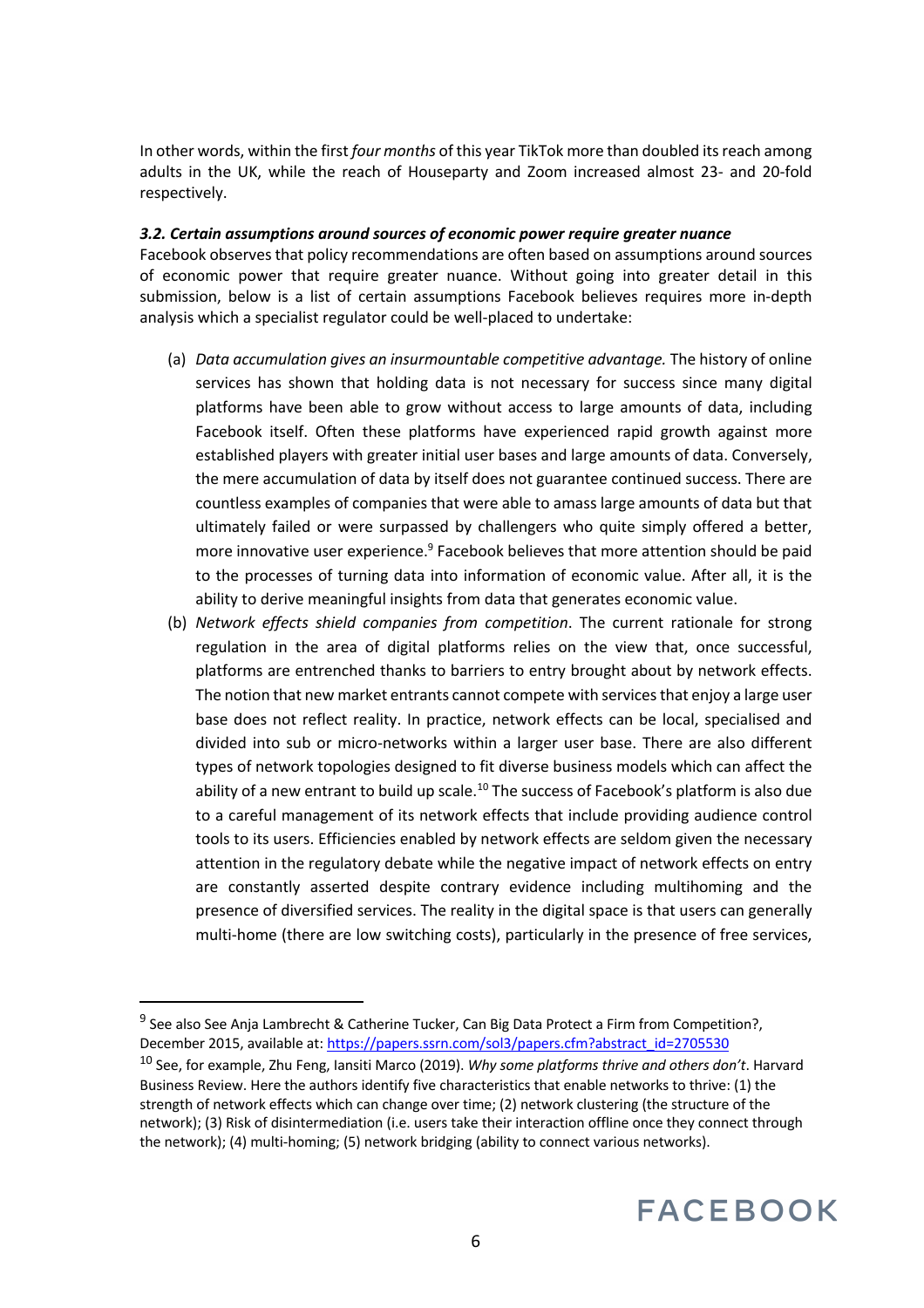In other words, within the first *four months* of this year TikTok more than doubled its reach among adults in the UK, while the reach of Houseparty and Zoom increased almost 23- and 20-fold respectively.

### *3.2. Certain assumptions around sources of economic power require greater nuance*

Facebook observes that policy recommendations are often based on assumptions around sources of economic power that require greater nuance. Without going into greater detail in this submission, below is a list of certain assumptions Facebook believes requires more in-depth analysis which a specialist regulator could be well-placed to undertake:

(a) *Data accumulation gives an insurmountable competitive advantage.* The history of online services has shown that holding data is not necessary for success since many digital platforms have been able to grow without access to large amounts of data, including Facebook itself. Often these platforms have experienced rapid growth against more established players with greater initial user bases and large amounts of data. Conversely, the mere accumulation of data by itself does not guarantee continued success. There are countless examples of companies that were able to amass large amounts of data but that ultimately failed or were surpassed by challengers who quite simply offered a better, more innovative user experience.[9] Facebook believes that more attention should be paid to the processes of turning data into information of economic value. After all, it is the ability to derive meaningful insights from data that generates economic value.

(b) *Network effects shield companies from competition*. The current rationale for strong regulation in the area of digital platforms relies on the view that, once successful, platforms are entrenched thanks to barriers to entry brought about by network effects. The notion that new market entrants cannot compete with services that enjoy a large user base does not reflect reality. In practice, network effects can be local, specialised and divided into sub or micro-networks within a larger user base. There are also different types of network topologies designed to fit diverse business models which can affect the ability of a new entrant to build up scale.[10] The success of Facebook's platform is also due to a careful management of its network effects that include providing audience control tools to its users. Efficiencies enabled by network effects are seldom given the necessary attention in the regulatory debate while the negative impact of network effects on entry are constantly asserted despite contrary evidence including multihoming and the presence of diversified services. The reality in the digital space is that users can generally multi-home (there are low switching costs), particularly in the presence of free services,

---

[9] See also See Anja Lambrecht & Catherine Tucker, Can Big Data Protect a Firm from Competition?, December 2015, available at: https://papers.ssrn.com/sol3/papers.cfm?abstract_id=2705530

[10] See, for example, Zhu Feng, Iansiti Marco (2019). *Why some platforms thrive and others don't*. Harvard Business Review. Here the authors identify five characteristics that enable networks to thrive: (1) the strength of network effects which can change over time; (2) network clustering (the structure of the network); (3) Risk of disintermediation (i.e. users take their interaction offline once they connect through the network); (4) multi-homing; (5) network bridging (ability to connect various networks).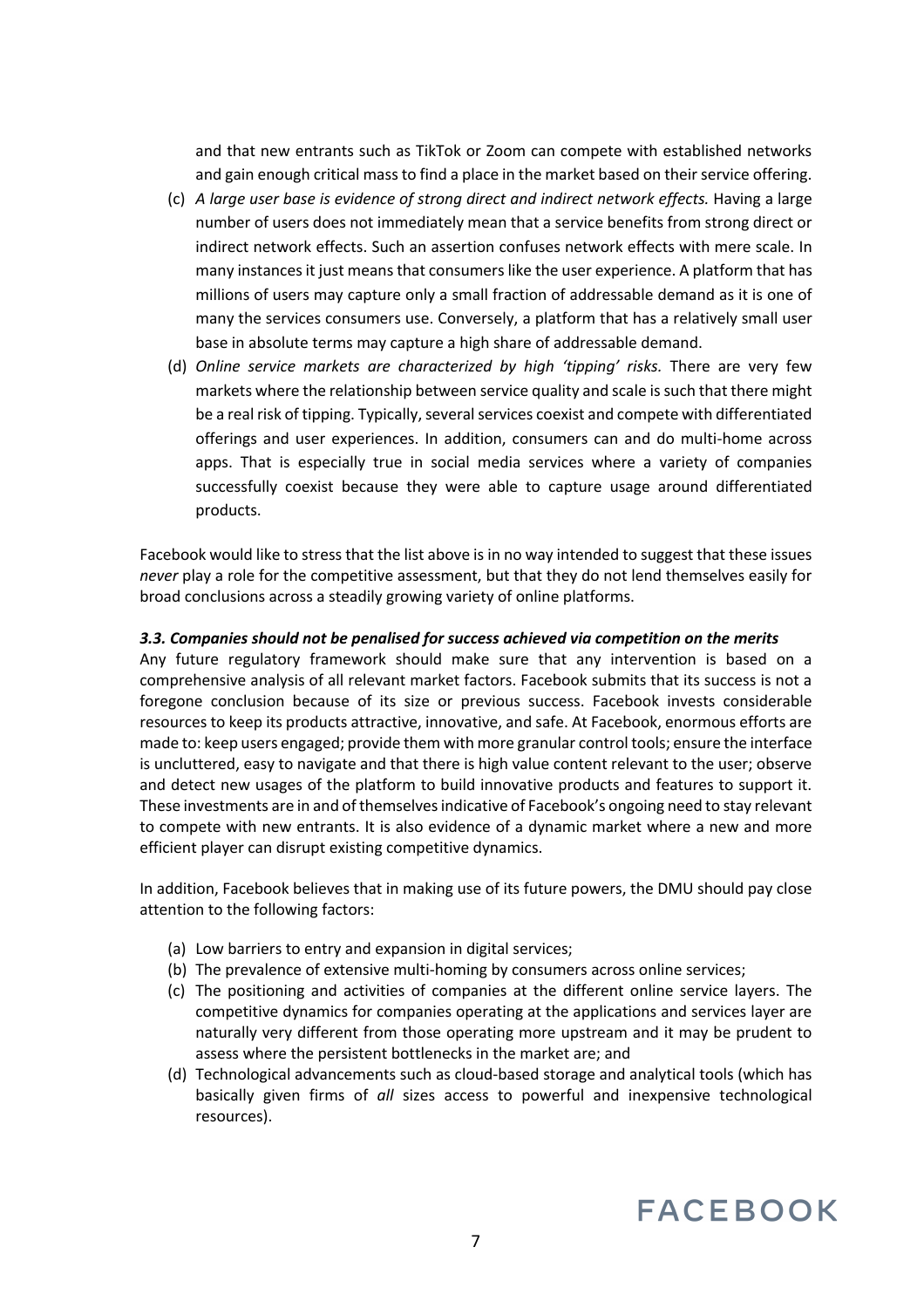and that new entrants such as TikTok or Zoom can compete with established networks and gain enough critical mass to find a place in the market based on their service offering.

(c) *A large user base is evidence of strong direct and indirect network effects.* Having a large number of users does not immediately mean that a service benefits from strong direct or indirect network effects. Such an assertion confuses network effects with mere scale. In many instances it just means that consumers like the user experience. A platform that has millions of users may capture only a small fraction of addressable demand as it is one of many the services consumers use. Conversely, a platform that has a relatively small user base in absolute terms may capture a high share of addressable demand.

(d) *Online service markets are characterized by high 'tipping' risks.* There are very few markets where the relationship between service quality and scale is such that there might be a real risk of tipping. Typically, several services coexist and compete with differentiated offerings and user experiences. In addition, consumers can and do multi-home across apps. That is especially true in social media services where a variety of companies successfully coexist because they were able to capture usage around differentiated products.

Facebook would like to stress that the list above is in no way intended to suggest that these issues *never* play a role for the competitive assessment, but that they do not lend themselves easily for broad conclusions across a steadily growing variety of online platforms.

### *3.3. Companies should not be penalised for success achieved via competition on the merits*

Any future regulatory framework should make sure that any intervention is based on a comprehensive analysis of all relevant market factors. Facebook submits that its success is not a foregone conclusion because of its size or previous success. Facebook invests considerable resources to keep its products attractive, innovative, and safe. At Facebook, enormous efforts are made to: keep users engaged; provide them with more granular control tools; ensure the interface is uncluttered, easy to navigate and that there is high value content relevant to the user; observe and detect new usages of the platform to build innovative products and features to support it. These investments are in and of themselves indicative of Facebook's ongoing need to stay relevant to compete with new entrants. It is also evidence of a dynamic market where a new and more efficient player can disrupt existing competitive dynamics.

In addition, Facebook believes that in making use of its future powers, the DMU should pay close attention to the following factors:

(a) Low barriers to entry and expansion in digital services;
(b) The prevalence of extensive multi-homing by consumers across online services;
(c) The positioning and activities of companies at the different online service layers. The competitive dynamics for companies operating at the applications and services layer are naturally very different from those operating more upstream and it may be prudent to assess where the persistent bottlenecks in the market are; and
(d) Technological advancements such as cloud-based storage and analytical tools (which has basically given firms of *all* sizes access to powerful and inexpensive technological resources).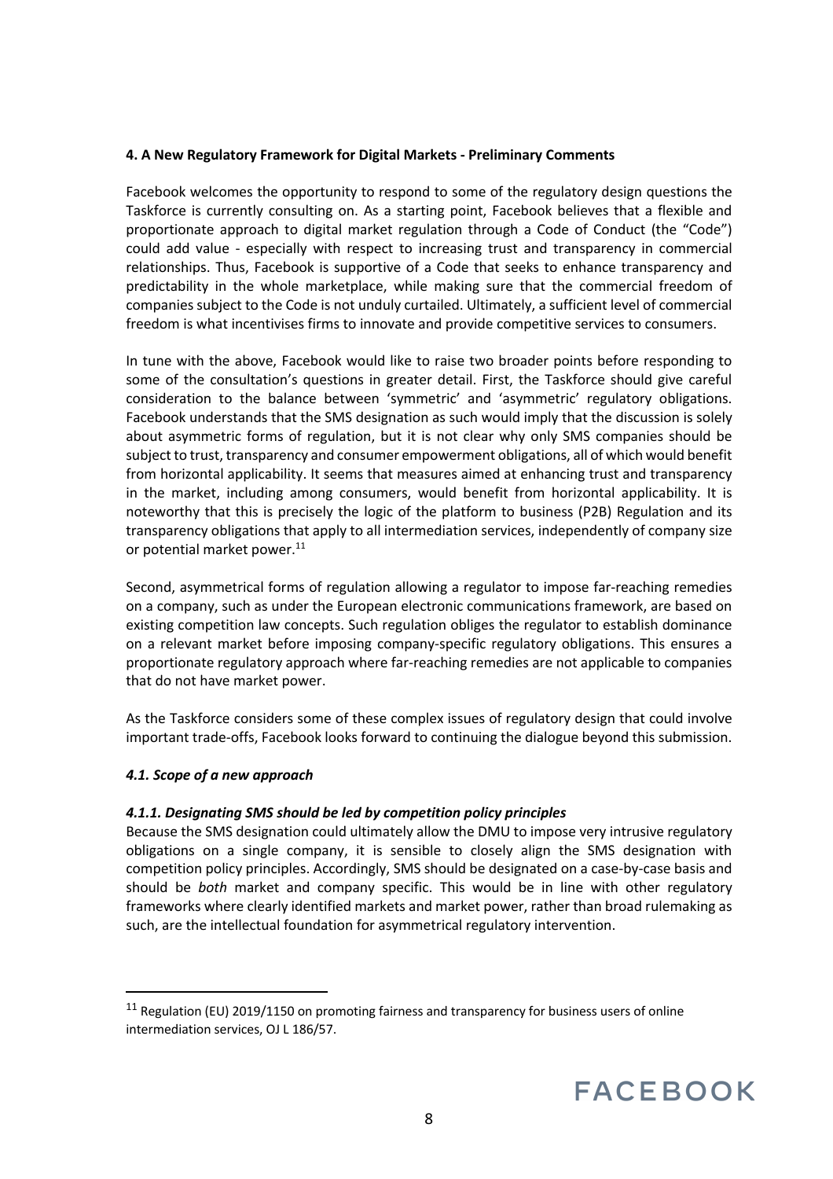**4. A New Regulatory Framework for Digital Markets - Preliminary Comments**

Facebook welcomes the opportunity to respond to some of the regulatory design questions the Taskforce is currently consulting on. As a starting point, Facebook believes that a flexible and proportionate approach to digital market regulation through a Code of Conduct (the "Code") could add value - especially with respect to increasing trust and transparency in commercial relationships. Thus, Facebook is supportive of a Code that seeks to enhance transparency and predictability in the whole marketplace, while making sure that the commercial freedom of companies subject to the Code is not unduly curtailed. Ultimately, a sufficient level of commercial freedom is what incentivises firms to innovate and provide competitive services to consumers.

In tune with the above, Facebook would like to raise two broader points before responding to some of the consultation's questions in greater detail. First, the Taskforce should give careful consideration to the balance between 'symmetric' and 'asymmetric' regulatory obligations. Facebook understands that the SMS designation as such would imply that the discussion is solely about asymmetric forms of regulation, but it is not clear why only SMS companies should be subject to trust, transparency and consumer empowerment obligations, all of which would benefit from horizontal applicability. It seems that measures aimed at enhancing trust and transparency in the market, including among consumers, would benefit from horizontal applicability. It is noteworthy that this is precisely the logic of the platform to business (P2B) Regulation and its transparency obligations that apply to all intermediation services, independently of company size or potential market power.[11]

Second, asymmetrical forms of regulation allowing a regulator to impose far-reaching remedies on a company, such as under the European electronic communications framework, are based on existing competition law concepts. Such regulation obliges the regulator to establish dominance on a relevant market before imposing company-specific regulatory obligations. This ensures a proportionate regulatory approach where far-reaching remedies are not applicable to companies that do not have market power.

As the Taskforce considers some of these complex issues of regulatory design that could involve important trade-offs, Facebook looks forward to continuing the dialogue beyond this submission.

***4.1. Scope of a new approach***

***4.1.1. Designating SMS should be led by competition policy principles***

Because the SMS designation could ultimately allow the DMU to impose very intrusive regulatory obligations on a single company, it is sensible to closely align the SMS designation with competition policy principles. Accordingly, SMS should be designated on a case-by-case basis and should be *both* market and company specific. This would be in line with other regulatory frameworks where clearly identified markets and market power, rather than broad rulemaking as such, are the intellectual foundation for asymmetrical regulatory intervention.

[11] Regulation (EU) 2019/1150 on promoting fairness and transparency for business users of online intermediation services, OJ L 186/57.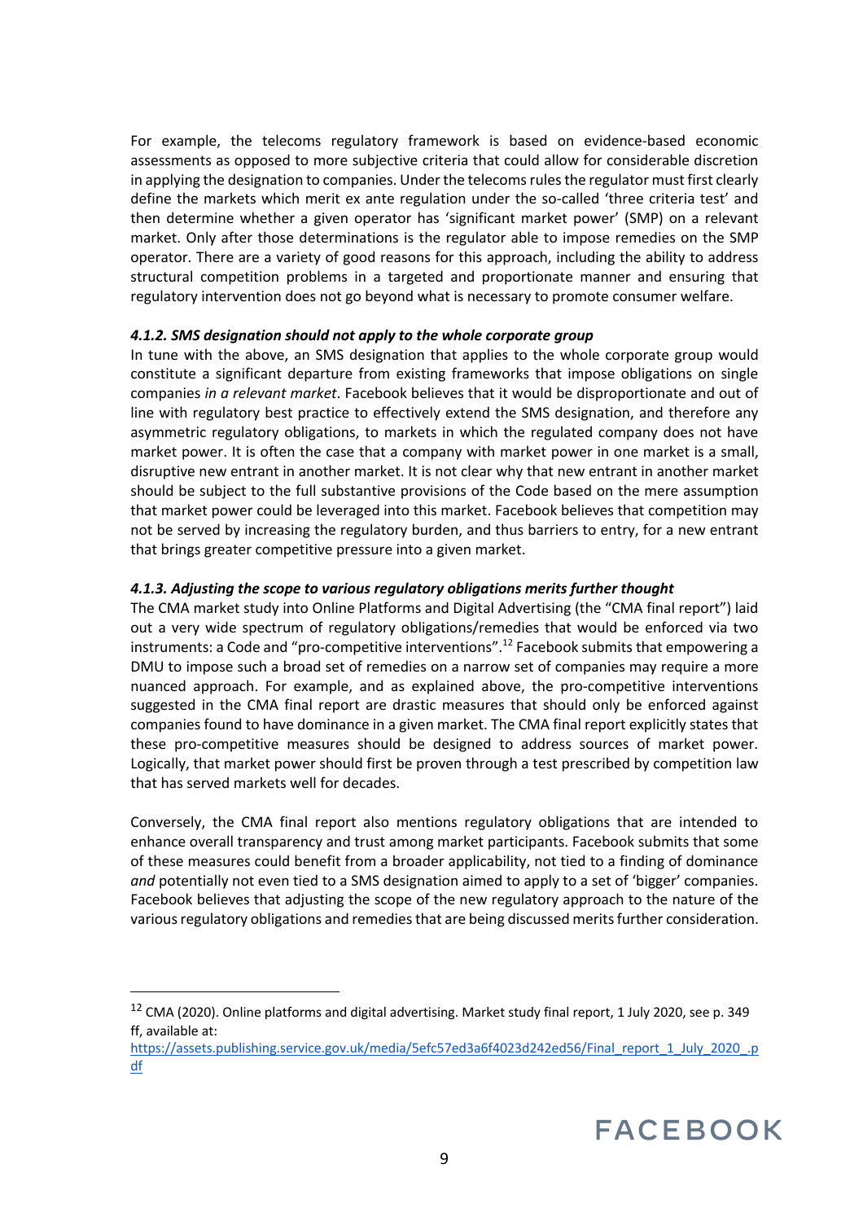For example, the telecoms regulatory framework is based on evidence-based economic assessments as opposed to more subjective criteria that could allow for considerable discretion in applying the designation to companies. Under the telecoms rules the regulator must first clearly define the markets which merit ex ante regulation under the so-called 'three criteria test' and then determine whether a given operator has 'significant market power' (SMP) on a relevant market. Only after those determinations is the regulator able to impose remedies on the SMP operator. There are a variety of good reasons for this approach, including the ability to address structural competition problems in a targeted and proportionate manner and ensuring that regulatory intervention does not go beyond what is necessary to promote consumer welfare.

#### *4.1.2. SMS designation should not apply to the whole corporate group*

In tune with the above, an SMS designation that applies to the whole corporate group would constitute a significant departure from existing frameworks that impose obligations on single companies *in a relevant market*. Facebook believes that it would be disproportionate and out of line with regulatory best practice to effectively extend the SMS designation, and therefore any asymmetric regulatory obligations, to markets in which the regulated company does not have market power. It is often the case that a company with market power in one market is a small, disruptive new entrant in another market. It is not clear why that new entrant in another market should be subject to the full substantive provisions of the Code based on the mere assumption that market power could be leveraged into this market. Facebook believes that competition may not be served by increasing the regulatory burden, and thus barriers to entry, for a new entrant that brings greater competitive pressure into a given market.

#### *4.1.3. Adjusting the scope to various regulatory obligations merits further thought*

The CMA market study into Online Platforms and Digital Advertising (the "CMA final report") laid out a very wide spectrum of regulatory obligations/remedies that would be enforced via two instruments: a Code and "pro-competitive interventions".[12] Facebook submits that empowering a DMU to impose such a broad set of remedies on a narrow set of companies may require a more nuanced approach. For example, and as explained above, the pro-competitive interventions suggested in the CMA final report are drastic measures that should only be enforced against companies found to have dominance in a given market. The CMA final report explicitly states that these pro-competitive measures should be designed to address sources of market power. Logically, that market power should first be proven through a test prescribed by competition law that has served markets well for decades.

Conversely, the CMA final report also mentions regulatory obligations that are intended to enhance overall transparency and trust among market participants. Facebook submits that some of these measures could benefit from a broader applicability, not tied to a finding of dominance *and* potentially not even tied to a SMS designation aimed to apply to a set of 'bigger' companies. Facebook believes that adjusting the scope of the new regulatory approach to the nature of the various regulatory obligations and remedies that are being discussed merits further consideration.

---

[12] CMA (2020). Online platforms and digital advertising. Market study final report, 1 July 2020, see p. 349 ff, available at: https://assets.publishing.service.gov.uk/media/5efc57ed3a6f4023d242ed56/Final_report_1_July_2020_.pdf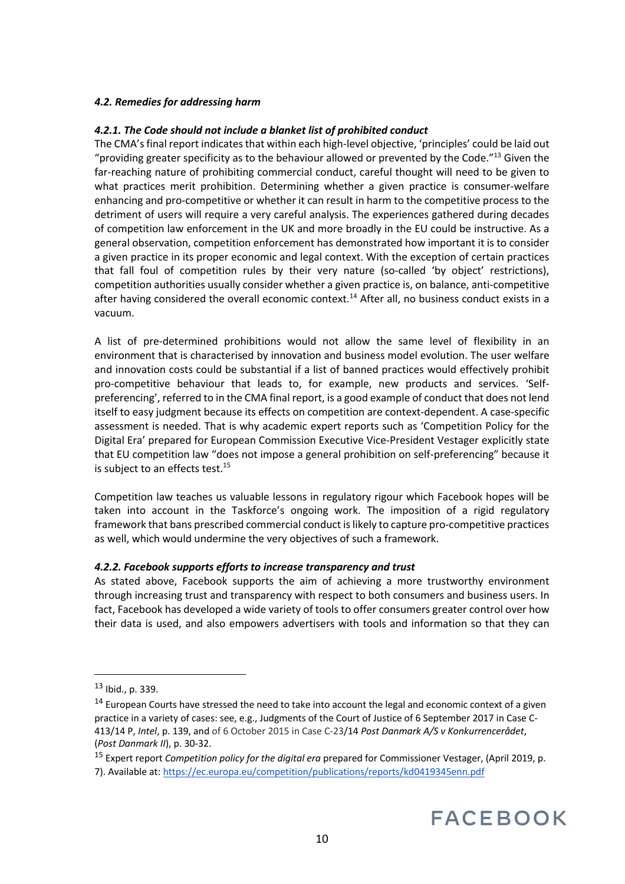### *4.2. Remedies for addressing harm*

#### *4.2.1. The Code should not include a blanket list of prohibited conduct*

The CMA's final report indicates that within each high-level objective, 'principles' could be laid out "providing greater specificity as to the behaviour allowed or prevented by the Code."[13] Given the far-reaching nature of prohibiting commercial conduct, careful thought will need to be given to what practices merit prohibition. Determining whether a given practice is consumer-welfare enhancing and pro-competitive or whether it can result in harm to the competitive process to the detriment of users will require a very careful analysis. The experiences gathered during decades of competition law enforcement in the UK and more broadly in the EU could be instructive. As a general observation, competition enforcement has demonstrated how important it is to consider a given practice in its proper economic and legal context. With the exception of certain practices that fall foul of competition rules by their very nature (so-called 'by object' restrictions), competition authorities usually consider whether a given practice is, on balance, anti-competitive after having considered the overall economic context.[14] After all, no business conduct exists in a vacuum.

A list of pre-determined prohibitions would not allow the same level of flexibility in an environment that is characterised by innovation and business model evolution. The user welfare and innovation costs could be substantial if a list of banned practices would effectively prohibit pro-competitive behaviour that leads to, for example, new products and services. 'Self-preferencing', referred to in the CMA final report, is a good example of conduct that does not lend itself to easy judgment because its effects on competition are context-dependent. A case-specific assessment is needed. That is why academic expert reports such as 'Competition Policy for the Digital Era' prepared for European Commission Executive Vice-President Vestager explicitly state that EU competition law "does not impose a general prohibition on self-preferencing" because it is subject to an effects test.[15]

Competition law teaches us valuable lessons in regulatory rigour which Facebook hopes will be taken into account in the Taskforce's ongoing work. The imposition of a rigid regulatory framework that bans prescribed commercial conduct is likely to capture pro-competitive practices as well, which would undermine the very objectives of such a framework.

#### *4.2.2. Facebook supports efforts to increase transparency and trust*

As stated above, Facebook supports the aim of achieving a more trustworthy environment through increasing trust and transparency with respect to both consumers and business users. In fact, Facebook has developed a wide variety of tools to offer consumers greater control over how their data is used, and also empowers advertisers with tools and information so that they can

---

[13] Ibid., p. 339.

[14] European Courts have stressed the need to take into account the legal and economic context of a given practice in a variety of cases: see, e.g., Judgments of the Court of Justice of 6 September 2017 in Case C-413/14 P, *Intel*, p. 139, and of 6 October 2015 in Case C-23/14 *Post Danmark A/S v Konkurrencerådet*, (*Post Danmark II*), p. 30-32.

[15] Expert report *Competition policy for the digital era* prepared for Commissioner Vestager, (April 2019, p. 7). Available at: https://ec.europa.eu/competition/publications/reports/kd0419345enn.pdf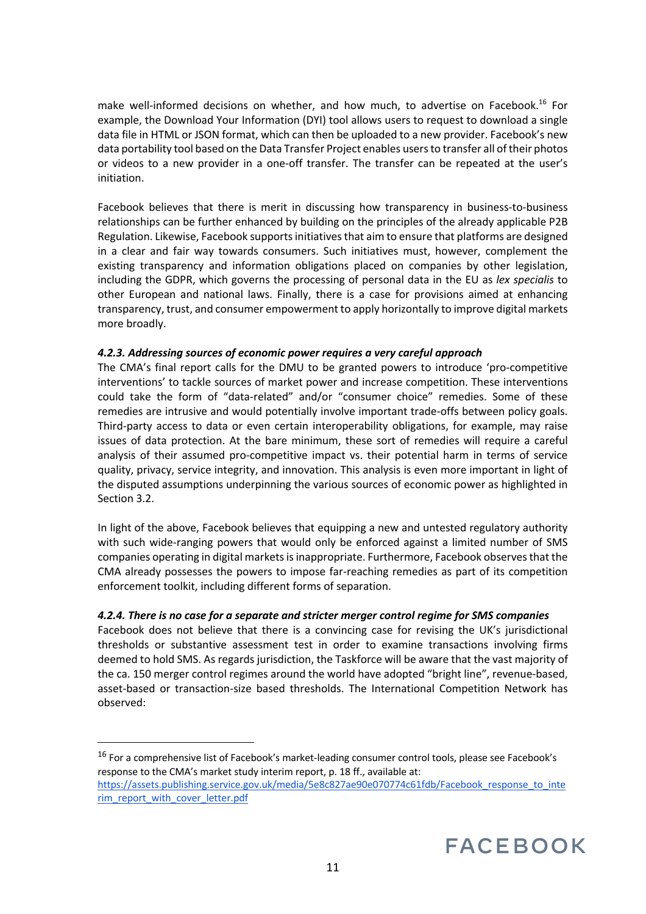make well-informed decisions on whether, and how much, to advertise on Facebook.[16] For example, the Download Your Information (DYI) tool allows users to request to download a single data file in HTML or JSON format, which can then be uploaded to a new provider. Facebook's new data portability tool based on the Data Transfer Project enables users to transfer all of their photos or videos to a new provider in a one-off transfer. The transfer can be repeated at the user's initiation.

Facebook believes that there is merit in discussing how transparency in business-to-business relationships can be further enhanced by building on the principles of the already applicable P2B Regulation. Likewise, Facebook supports initiatives that aim to ensure that platforms are designed in a clear and fair way towards consumers. Such initiatives must, however, complement the existing transparency and information obligations placed on companies by other legislation, including the GDPR, which governs the processing of personal data in the EU as *lex specialis* to other European and national laws. Finally, there is a case for provisions aimed at enhancing transparency, trust, and consumer empowerment to apply horizontally to improve digital markets more broadly.

#### *4.2.3. Addressing sources of economic power requires a very careful approach*

The CMA's final report calls for the DMU to be granted powers to introduce 'pro-competitive interventions' to tackle sources of market power and increase competition. These interventions could take the form of "data-related" and/or "consumer choice" remedies. Some of these remedies are intrusive and would potentially involve important trade-offs between policy goals. Third-party access to data or even certain interoperability obligations, for example, may raise issues of data protection. At the bare minimum, these sort of remedies will require a careful analysis of their assumed pro-competitive impact vs. their potential harm in terms of service quality, privacy, service integrity, and innovation. This analysis is even more important in light of the disputed assumptions underpinning the various sources of economic power as highlighted in Section 3.2.

In light of the above, Facebook believes that equipping a new and untested regulatory authority with such wide-ranging powers that would only be enforced against a limited number of SMS companies operating in digital markets is inappropriate. Furthermore, Facebook observes that the CMA already possesses the powers to impose far-reaching remedies as part of its competition enforcement toolkit, including different forms of separation.

#### *4.2.4. There is no case for a separate and stricter merger control regime for SMS companies*

Facebook does not believe that there is a convincing case for revising the UK's jurisdictional thresholds or substantive assessment test in order to examine transactions involving firms deemed to hold SMS. As regards jurisdiction, the Taskforce will be aware that the vast majority of the ca. 150 merger control regimes around the world have adopted "bright line", revenue-based, asset-based or transaction-size based thresholds. The International Competition Network has observed:

---

[16] For a comprehensive list of Facebook's market-leading consumer control tools, please see Facebook's response to the CMA's market study interim report, p. 18 ff., available at: https://assets.publishing.service.gov.uk/media/5e8c827ae90e070774c61fdb/Facebook_response_to_interim_report_with_cover_letter.pdf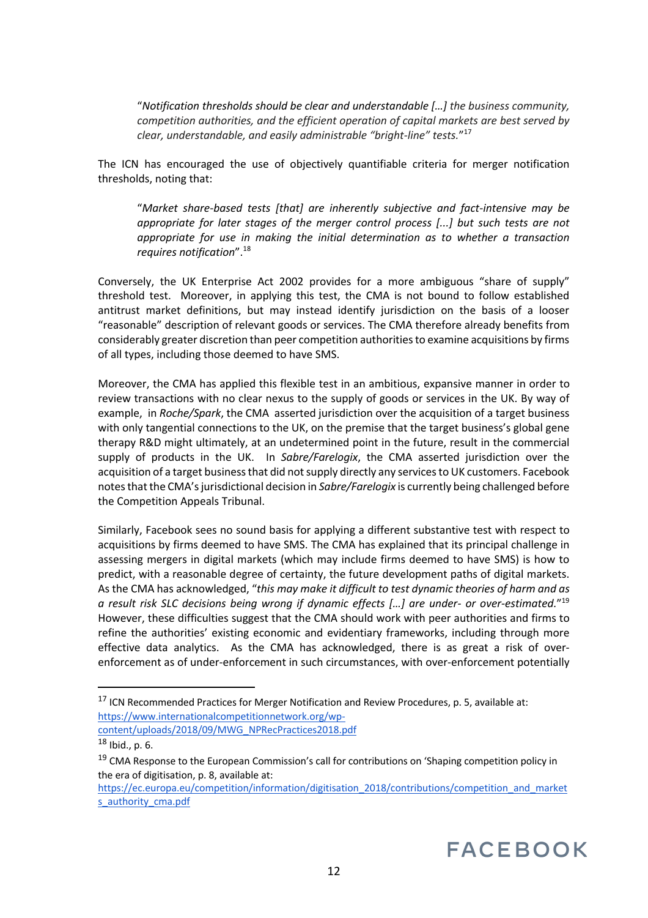> "*Notification thresholds should be clear and understandable […] the business community, competition authorities, and the efficient operation of capital markets are best served by clear, understandable, and easily administrable "bright-line" tests.*"[17]

The ICN has encouraged the use of objectively quantifiable criteria for merger notification thresholds, noting that:

> "*Market share-based tests [that] are inherently subjective and fact-intensive may be appropriate for later stages of the merger control process [...] but such tests are not appropriate for use in making the initial determination as to whether a transaction requires notification*".[18]

Conversely, the UK Enterprise Act 2002 provides for a more ambiguous "share of supply" threshold test. Moreover, in applying this test, the CMA is not bound to follow established antitrust market definitions, but may instead identify jurisdiction on the basis of a looser "reasonable" description of relevant goods or services. The CMA therefore already benefits from considerably greater discretion than peer competition authorities to examine acquisitions by firms of all types, including those deemed to have SMS.

Moreover, the CMA has applied this flexible test in an ambitious, expansive manner in order to review transactions with no clear nexus to the supply of goods or services in the UK. By way of example, in *Roche/Spark*, the CMA asserted jurisdiction over the acquisition of a target business with only tangential connections to the UK, on the premise that the target business's global gene therapy R&D might ultimately, at an undetermined point in the future, result in the commercial supply of products in the UK. In *Sabre/Farelogix*, the CMA asserted jurisdiction over the acquisition of a target business that did not supply directly any services to UK customers. Facebook notes that the CMA's jurisdictional decision in *Sabre/Farelogix* is currently being challenged before the Competition Appeals Tribunal.

Similarly, Facebook sees no sound basis for applying a different substantive test with respect to acquisitions by firms deemed to have SMS. The CMA has explained that its principal challenge in assessing mergers in digital markets (which may include firms deemed to have SMS) is how to predict, with a reasonable degree of certainty, the future development paths of digital markets. As the CMA has acknowledged, "*this may make it difficult to test dynamic theories of harm and as a result risk SLC decisions being wrong if dynamic effects […] are under- or over-estimated.*"[19] However, these difficulties suggest that the CMA should work with peer authorities and firms to refine the authorities' existing economic and evidentiary frameworks, including through more effective data analytics. As the CMA has acknowledged, there is as great a risk of over-enforcement as of under-enforcement in such circumstances, with over-enforcement potentially

---

[17] ICN Recommended Practices for Merger Notification and Review Procedures, p. 5, available at: https://www.internationalcompetitionnetwork.org/wp-content/uploads/2018/09/MWG_NPRecPractices2018.pdf

[18] Ibid., p. 6.

[19] CMA Response to the European Commission's call for contributions on 'Shaping competition policy in the era of digitisation', p. 8, available at: https://ec.europa.eu/competition/information/digitisation_2018/contributions/competition_and_markets_authority_cma.pdf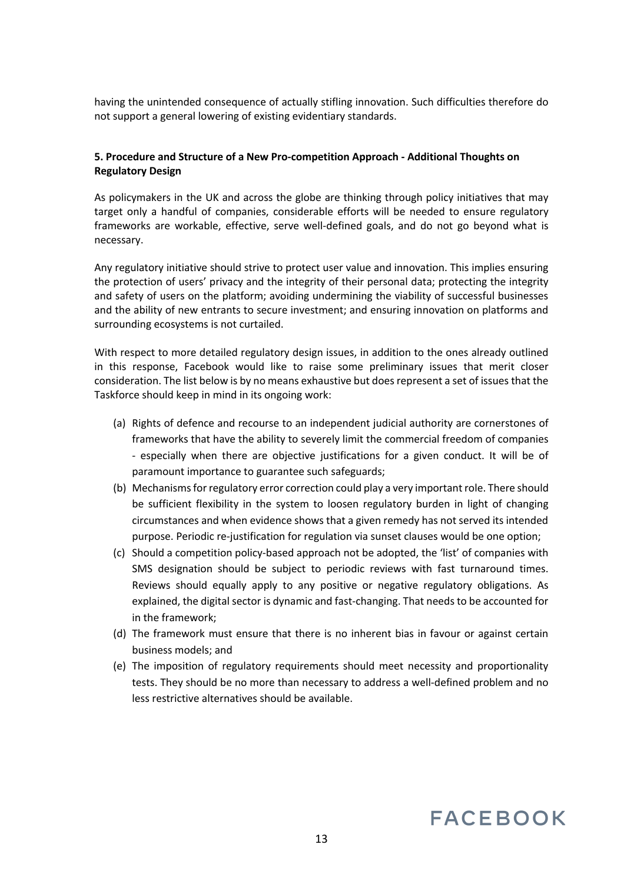having the unintended consequence of actually stifling innovation. Such difficulties therefore do not support a general lowering of existing evidentiary standards.

**5. Procedure and Structure of a New Pro-competition Approach - Additional Thoughts on Regulatory Design**

As policymakers in the UK and across the globe are thinking through policy initiatives that may target only a handful of companies, considerable efforts will be needed to ensure regulatory frameworks are workable, effective, serve well-defined goals, and do not go beyond what is necessary.

Any regulatory initiative should strive to protect user value and innovation. This implies ensuring the protection of users' privacy and the integrity of their personal data; protecting the integrity and safety of users on the platform; avoiding undermining the viability of successful businesses and the ability of new entrants to secure investment; and ensuring innovation on platforms and surrounding ecosystems is not curtailed.

With respect to more detailed regulatory design issues, in addition to the ones already outlined in this response, Facebook would like to raise some preliminary issues that merit closer consideration. The list below is by no means exhaustive but does represent a set of issues that the Taskforce should keep in mind in its ongoing work:

(a) Rights of defence and recourse to an independent judicial authority are cornerstones of frameworks that have the ability to severely limit the commercial freedom of companies - especially when there are objective justifications for a given conduct. It will be of paramount importance to guarantee such safeguards;

(b) Mechanisms for regulatory error correction could play a very important role. There should be sufficient flexibility in the system to loosen regulatory burden in light of changing circumstances and when evidence shows that a given remedy has not served its intended purpose. Periodic re-justification for regulation via sunset clauses would be one option;

(c) Should a competition policy-based approach not be adopted, the 'list' of companies with SMS designation should be subject to periodic reviews with fast turnaround times. Reviews should equally apply to any positive or negative regulatory obligations. As explained, the digital sector is dynamic and fast-changing. That needs to be accounted for in the framework;

(d) The framework must ensure that there is no inherent bias in favour or against certain business models; and

(e) The imposition of regulatory requirements should meet necessity and proportionality tests. They should be no more than necessary to address a well-defined problem and no less restrictive alternatives should be available.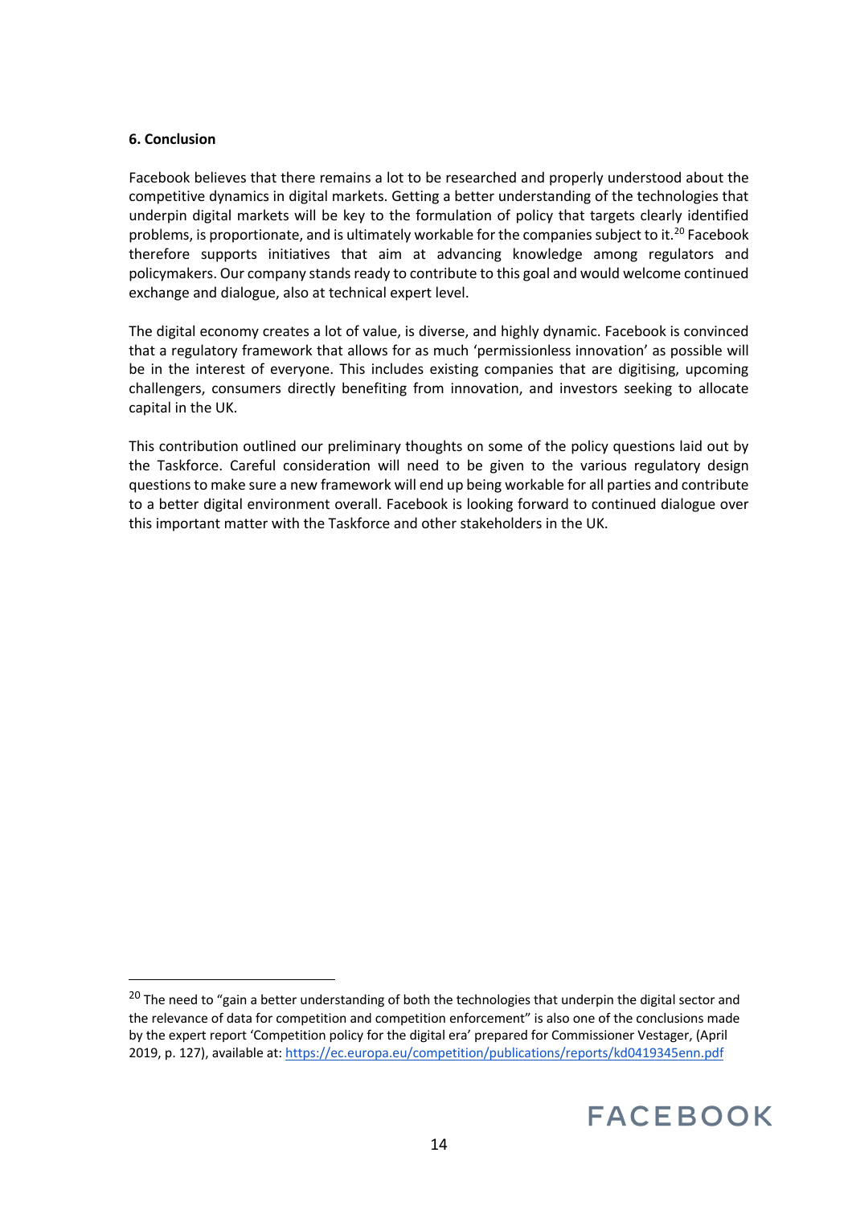**6. Conclusion**

Facebook believes that there remains a lot to be researched and properly understood about the competitive dynamics in digital markets. Getting a better understanding of the technologies that underpin digital markets will be key to the formulation of policy that targets clearly identified problems, is proportionate, and is ultimately workable for the companies subject to it.[20] Facebook therefore supports initiatives that aim at advancing knowledge among regulators and policymakers. Our company stands ready to contribute to this goal and would welcome continued exchange and dialogue, also at technical expert level.

The digital economy creates a lot of value, is diverse, and highly dynamic. Facebook is convinced that a regulatory framework that allows for as much 'permissionless innovation' as possible will be in the interest of everyone. This includes existing companies that are digitising, upcoming challengers, consumers directly benefiting from innovation, and investors seeking to allocate capital in the UK.

This contribution outlined our preliminary thoughts on some of the policy questions laid out by the Taskforce. Careful consideration will need to be given to the various regulatory design questions to make sure a new framework will end up being workable for all parties and contribute to a better digital environment overall. Facebook is looking forward to continued dialogue over this important matter with the Taskforce and other stakeholders in the UK.

---

[20] The need to "gain a better understanding of both the technologies that underpin the digital sector and the relevance of data for competition and competition enforcement" is also one of the conclusions made by the expert report 'Competition policy for the digital era' prepared for Commissioner Vestager, (April 2019, p. 127), available at: https://ec.europa.eu/competition/publications/reports/kd0419345enn.pdf

FACEBOOK